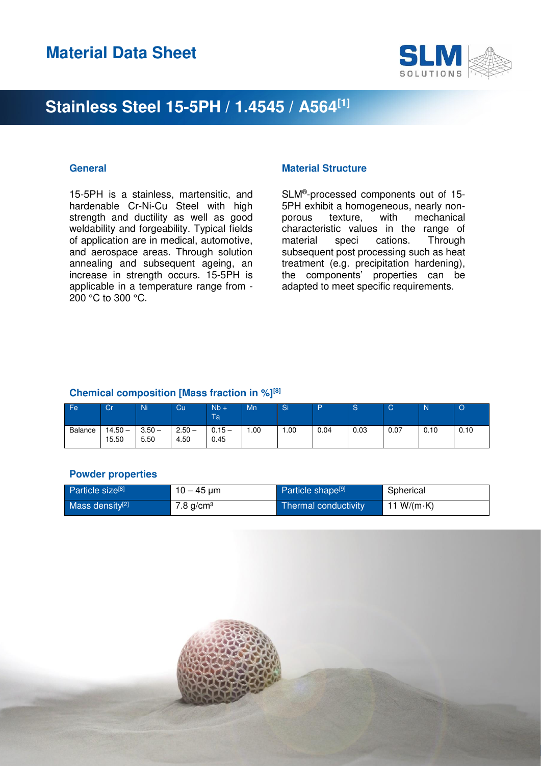# Material Data Sheet

## Stainless Steel 15-5PH / 1.4545 / A564[1]

### General

15-5PH is a stainless, martensitic, and hardenable Cr-Ni-Cu Steel with high strength and ductility as well as good weldability and forgeability. Typical fields of application are in medical, automotive, and aerospace areas. Through solution annealing and subsequent ageing, an increase in strength occurs. 15-5PH is applicable in a temperature range from -200 °C to 300 °C.

### Material Structure

SLM®-processed components out of 15-5PH exhibit a homogeneous, nearly non-porous texture, with mechanical characteristic values in the range of material speci cations. Through subsequent post processing such as heat treatment (e.g. precipitation hardening), the components' properties can be adapted to meet specific requirements.

### Chemical composition [Mass fraction in %][8]

| Fe | Cr | Ni | Cu | Nb + Ta | Mn | Si | P | S | C | N | O |
|---|---|---|---|---|---|---|---|---|---|---|---|
| Balance | 14.50 – 15.50 | 3.50 – 5.50 | 2.50 – 4.50 | 0.15 – 0.45 | 1.00 | 1.00 | 0.04 | 0.03 | 0.07 | 0.10 | 0.10 |

### Powder properties

| Particle size[8] | 10 – 45 µm | Particle shape[9] | Spherical |
|---|---|---|---|
| Mass density[2] | 7.8 g/cm³ | Thermal conductivity | 11 W/(m·K) |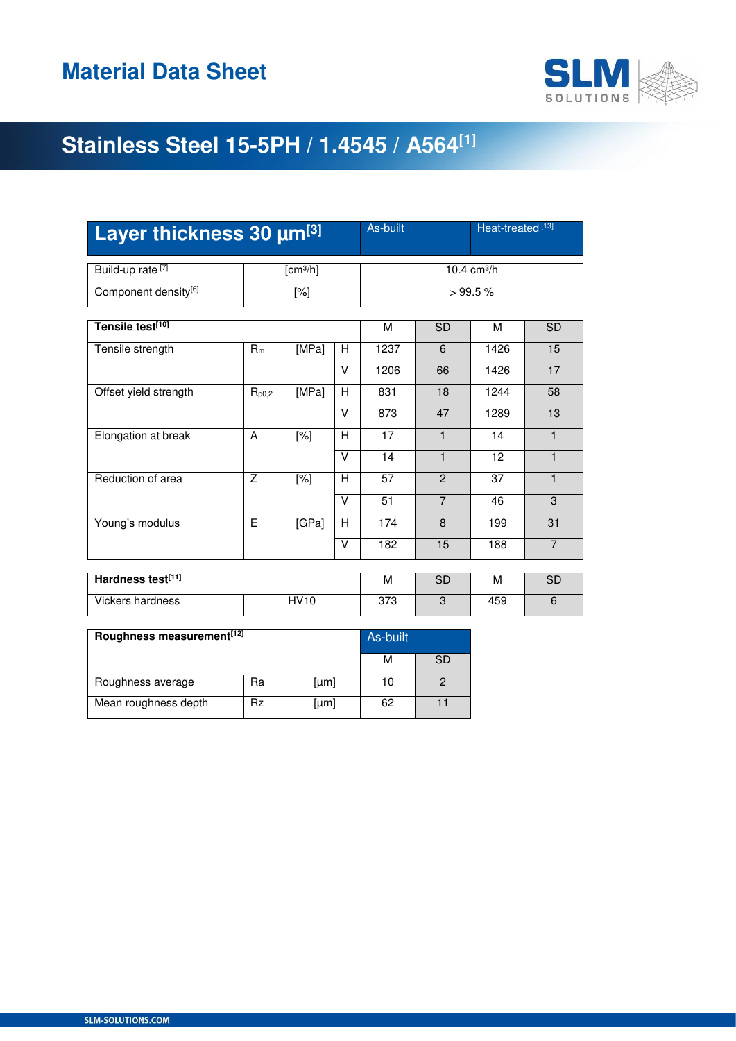# Material Data Sheet

## Stainless Steel 15-5PH / 1.4545 / A564[1]

| Layer thickness 30 µm[3] | | | | As-built | | Heat-treated [13] | |
|---|---|---|---|---|---|---|---|
| Build-up rate [7] | [cm³/h] | | | 10.4 cm³/h | | | |
| Component density[6] | [%] | | | > 99.5 % | | | |

| Tensile test[10] | | | | M | SD | M | SD |
|---|---|---|---|---|---|---|---|
| Tensile strength | $R_m$ | [MPa] | H | 1237 | 6 | 1426 | 15 |
| | | | V | 1206 | 66 | 1426 | 17 |
| Offset yield strength | $R_{p0,2}$ | [MPa] | H | 831 | 18 | 1244 | 58 |
| | | | V | 873 | 47 | 1289 | 13 |
| Elongation at break | A | [%] | H | 17 | 1 | 14 | 1 |
| | | | V | 14 | 1 | 12 | 1 |
| Reduction of area | Z | [%] | H | 57 | 2 | 37 | 1 |
| | | | V | 51 | 7 | 46 | 3 |
| Young's modulus | E | [GPa] | H | 174 | 8 | 199 | 31 |
| | | | V | 182 | 15 | 188 | 7 |

| Hardness test[11] | | M | SD | M | SD |
|---|---|---|---|---|---|
| Vickers hardness | HV10 | 373 | 3 | 459 | 6 |

| Roughness measurement[12] | | | As-built | |
|---|---|---|---|---|
| | | | M | SD |
| Roughness average | Ra | [µm] | 10 | 2 |
| Mean roughness depth | Rz | [µm] | 62 | 11 |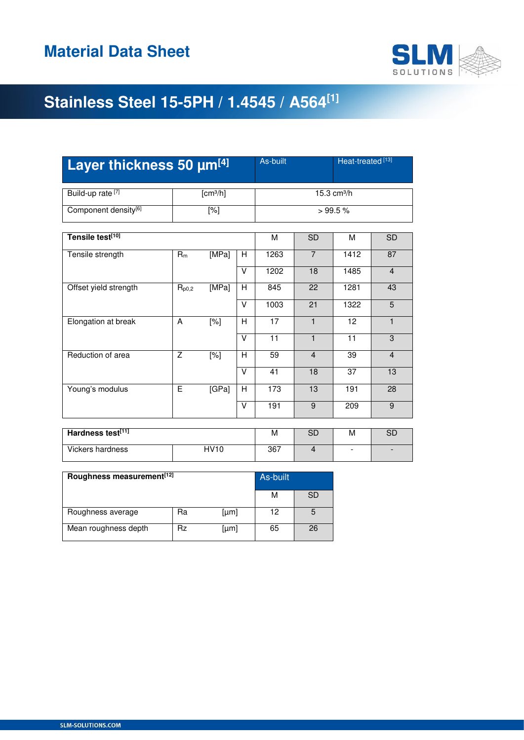# Material Data Sheet

## Stainless Steel 15-5PH / 1.4545 / A564[1]

| Layer thickness 50 µm[4] | | | | As-built | | Heat-treated [13] | |
|---|---|---|---|---|---|---|---|
| Build-up rate [7] | [cm³/h] | | | 15.3 cm³/h | | | |
| Component density[6] | [%] | | | > 99.5 % | | | |

| Tensile test[10] | | | | M | SD | M | SD |
|---|---|---|---|---|---|---|---|
| Tensile strength | $R_m$ | [MPa] | H | 1263 | 7 | 1412 | 87 |
| | | | V | 1202 | 18 | 1485 | 4 |
| Offset yield strength | $R_{p0,2}$ | [MPa] | H | 845 | 22 | 1281 | 43 |
| | | | V | 1003 | 21 | 1322 | 5 |
| Elongation at break | A | [%] | H | 17 | 1 | 12 | 1 |
| | | | V | 11 | 1 | 11 | 3 |
| Reduction of area | Z | [%] | H | 59 | 4 | 39 | 4 |
| | | | V | 41 | 18 | 37 | 13 |
| Young's modulus | E | [GPa] | H | 173 | 13 | 191 | 28 |
| | | | V | 191 | 9 | 209 | 9 |

| Hardness test[11] | | M | SD | M | SD |
|---|---|---|---|---|---|
| Vickers hardness | HV10 | 367 | 4 | - | - |

| Roughness measurement[12] | | | As-built | |
|---|---|---|---|---|
| | | | M | SD |
| Roughness average | Ra | [µm] | 12 | 5 |
| Mean roughness depth | Rz | [µm] | 65 | 26 |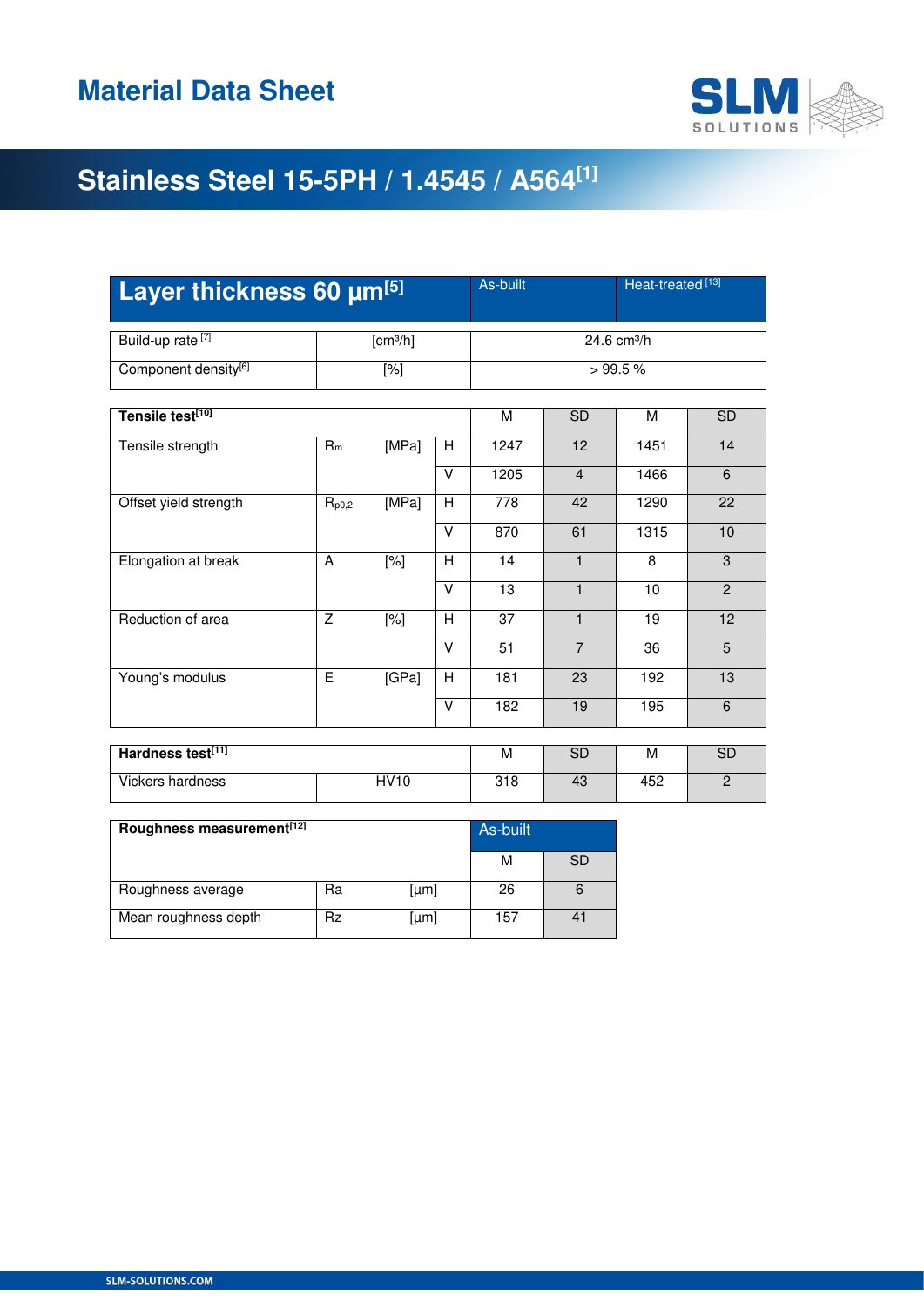# Material Data Sheet

## Stainless Steel 15-5PH / 1.4545 / A564[1]

| Layer thickness 60 µm[5] | | | As-built | Heat-treated[13] |
|---|---|---|---|---|
| Build-up rate[7] | [cm³/h] | | 24.6 cm³/h | |
| Component density[6] | [%] | | > 99.5 % | |

| Tensile test[10] | | | | M | SD | M | SD |
|---|---|---|---|---|---|---|---|
| Tensile strength | $R_m$ | [MPa] | H | 1247 | 12 | 1451 | 14 |
| | | | V | 1205 | 4 | 1466 | 6 |
| Offset yield strength | $R_{p0,2}$ | [MPa] | H | 778 | 42 | 1290 | 22 |
| | | | V | 870 | 61 | 1315 | 10 |
| Elongation at break | A | [%] | H | 14 | 1 | 8 | 3 |
| | | | V | 13 | 1 | 10 | 2 |
| Reduction of area | Z | [%] | H | 37 | 1 | 19 | 12 |
| | | | V | 51 | 7 | 36 | 5 |
| Young's modulus | E | [GPa] | H | 181 | 23 | 192 | 13 |
| | | | V | 182 | 19 | 195 | 6 |

| Hardness test[11] | | M | SD | M | SD |
|---|---|---|---|---|---|
| Vickers hardness | HV10 | 318 | 43 | 452 | 2 |

| Roughness measurement[12] | | | As-built | |
|---|---|---|---|---|
| | | | M | SD |
| Roughness average | Ra | [µm] | 26 | 6 |
| Mean roughness depth | Rz | [µm] | 157 | 41 |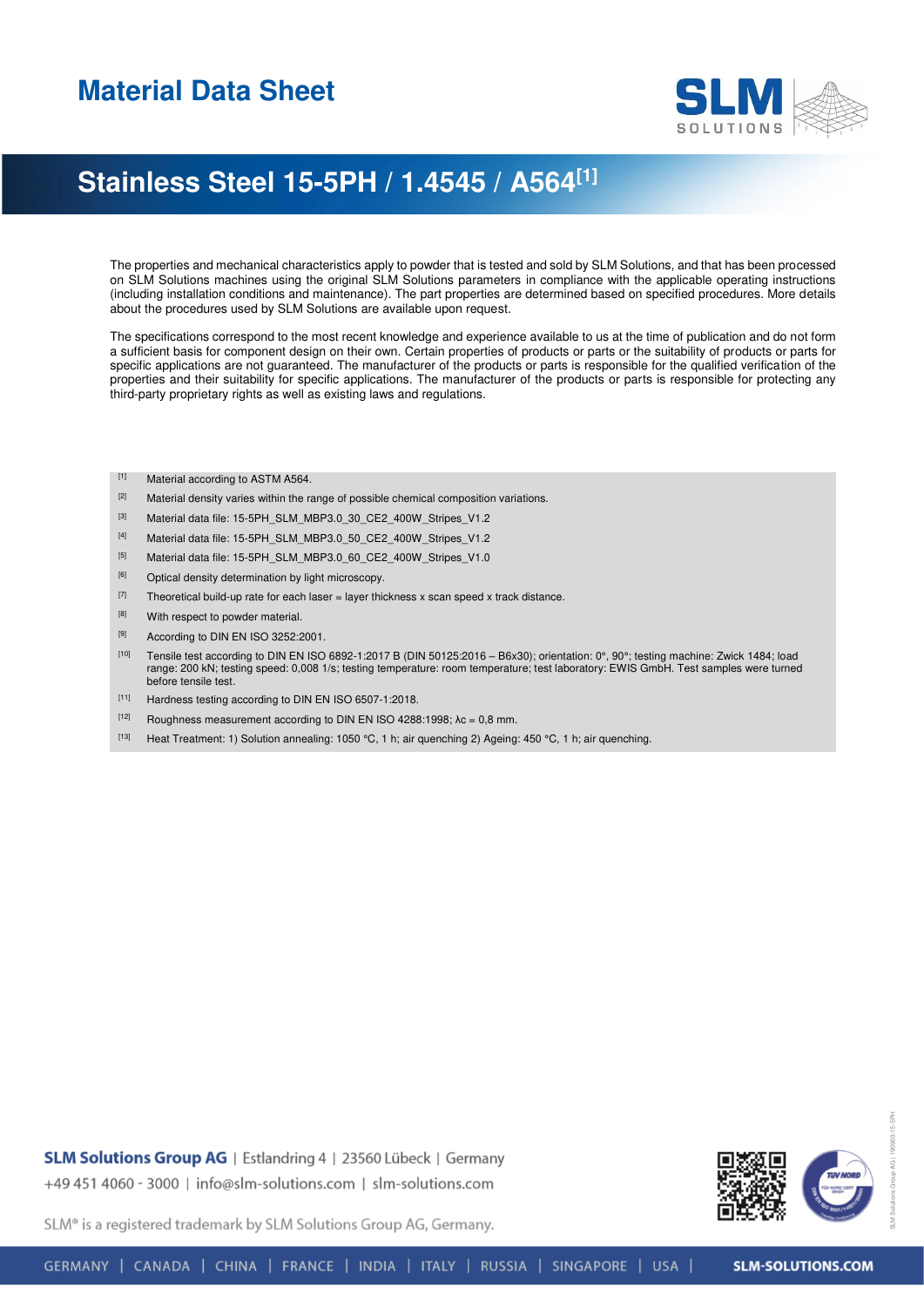# Material Data Sheet

## Stainless Steel 15-5PH / 1.4545 / A564[1]

The properties and mechanical characteristics apply to powder that is tested and sold by SLM Solutions, and that has been processed on SLM Solutions machines using the original SLM Solutions parameters in compliance with the applicable operating instructions (including installation conditions and maintenance). The part properties are determined based on specified procedures. More details about the procedures used by SLM Solutions are available upon request.

The specifications correspond to the most recent knowledge and experience available to us at the time of publication and do not form a sufficient basis for component design on their own. Certain properties of products or parts or the suitability of products or parts for specific applications are not guaranteed. The manufacturer of the products or parts is responsible for the qualified verification of the properties and their suitability for specific applications. The manufacturer of the products or parts is responsible for protecting any third-party proprietary rights as well as existing laws and regulations.

[1] Material according to ASTM A564.

[2] Material density varies within the range of possible chemical composition variations.

[3] Material data file: 15-5PH_SLM_MBP3.0_30_CE2_400W_Stripes_V1.2

[4] Material data file: 15-5PH_SLM_MBP3.0_50_CE2_400W_Stripes_V1.2

[5] Material data file: 15-5PH_SLM_MBP3.0_60_CE2_400W_Stripes_V1.0

[6] Optical density determination by light microscopy.

[7] Theoretical build-up rate for each laser = layer thickness x scan speed x track distance.

[8] With respect to powder material.

[9] According to DIN EN ISO 3252:2001.

[10] Tensile test according to DIN EN ISO 6892-1:2017 B (DIN 50125:2016 – B6x30); orientation: 0°, 90°; testing machine: Zwick 1484; load range: 200 kN; testing speed: 0,008 1/s; testing temperature: room temperature; test laboratory: EWIS GmbH. Test samples were turned before tensile test.

[11] Hardness testing according to DIN EN ISO 6507-1:2018.

[12] Roughness measurement according to DIN EN ISO 4288:1998; λc = 0,8 mm.

[13] Heat Treatment: 1) Solution annealing: 1050 °C, 1 h; air quenching 2) Ageing: 450 °C, 1 h; air quenching.

**SLM Solutions Group AG** | Estlandring 4 | 23560 Lübeck | Germany
+49 451 4060 - 3000 | info@slm-solutions.com | slm-solutions.com

SLM® is a registered trademark by SLM Solutions Group AG, Germany.

GERMANY | CANADA | CHINA | FRANCE | INDIA | ITALY | RUSSIA | SINGAPORE | USA | **SLM-SOLUTIONS.COM**